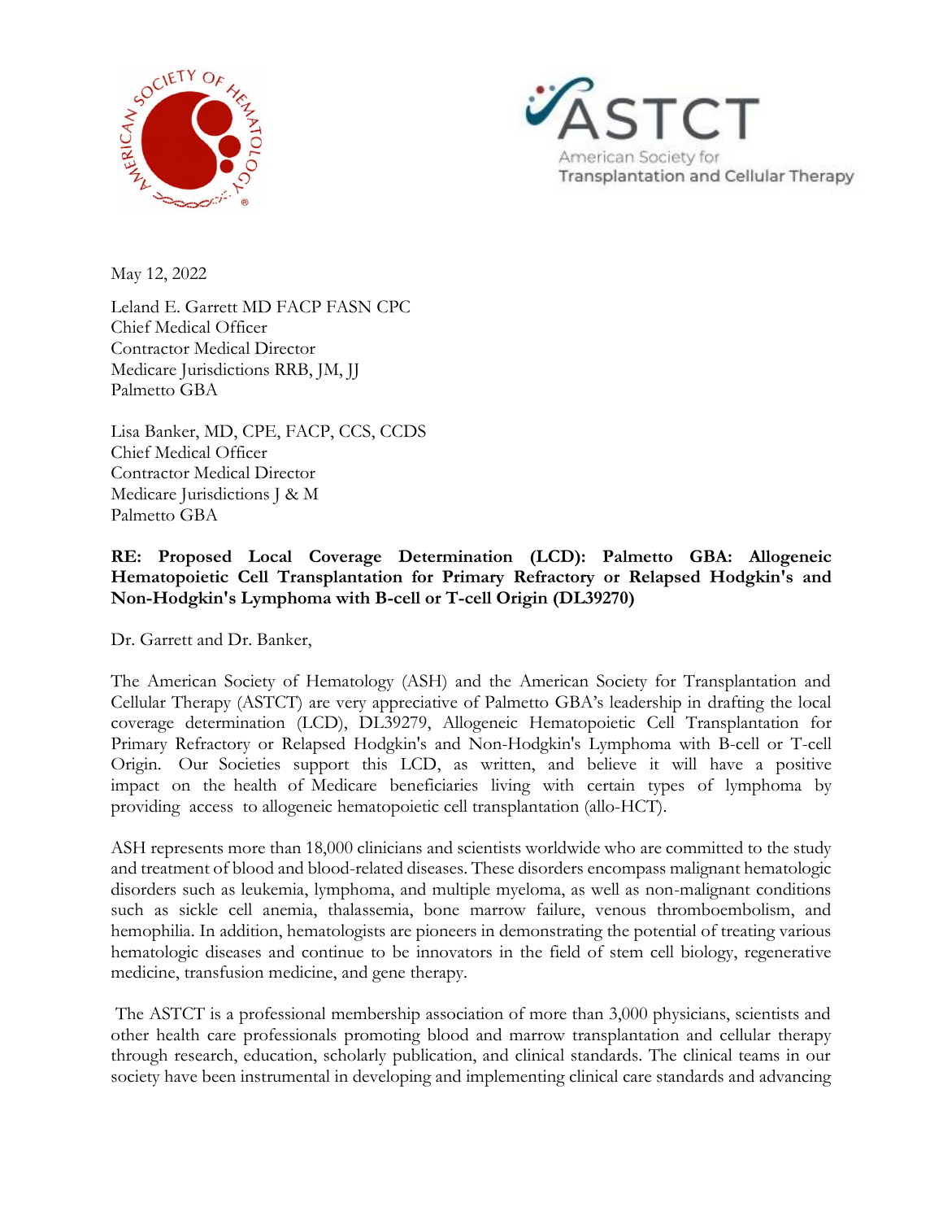May 12, 2022

Leland E. Garrett MD FACP FASN CPC
Chief Medical Officer
Contractor Medical Director
Medicare Jurisdictions RRB, JM, JJ
Palmetto GBA

Lisa Banker, MD, CPE, FACP, CCS, CCDS
Chief Medical Officer
Contractor Medical Director
Medicare Jurisdictions J & M
Palmetto GBA

**RE: Proposed Local Coverage Determination (LCD): Palmetto GBA: Allogeneic Hematopoietic Cell Transplantation for Primary Refractory or Relapsed Hodgkin's and Non-Hodgkin's Lymphoma with B-cell or T-cell Origin (DL39270)**

Dr. Garrett and Dr. Banker,

The American Society of Hematology (ASH) and the American Society for Transplantation and Cellular Therapy (ASTCT) are very appreciative of Palmetto GBA's leadership in drafting the local coverage determination (LCD), DL39279, Allogeneic Hematopoietic Cell Transplantation for Primary Refractory or Relapsed Hodgkin's and Non-Hodgkin's Lymphoma with B-cell or T-cell Origin. Our Societies support this LCD, as written, and believe it will have a positive impact on the health of Medicare beneficiaries living with certain types of lymphoma by providing access to allogeneic hematopoietic cell transplantation (allo-HCT).

ASH represents more than 18,000 clinicians and scientists worldwide who are committed to the study and treatment of blood and blood-related diseases. These disorders encompass malignant hematologic disorders such as leukemia, lymphoma, and multiple myeloma, as well as non-malignant conditions such as sickle cell anemia, thalassemia, bone marrow failure, venous thromboembolism, and hemophilia. In addition, hematologists are pioneers in demonstrating the potential of treating various hematologic diseases and continue to be innovators in the field of stem cell biology, regenerative medicine, transfusion medicine, and gene therapy.

The ASTCT is a professional membership association of more than 3,000 physicians, scientists and other health care professionals promoting blood and marrow transplantation and cellular therapy through research, education, scholarly publication, and clinical standards. The clinical teams in our society have been instrumental in developing and implementing clinical care standards and advancing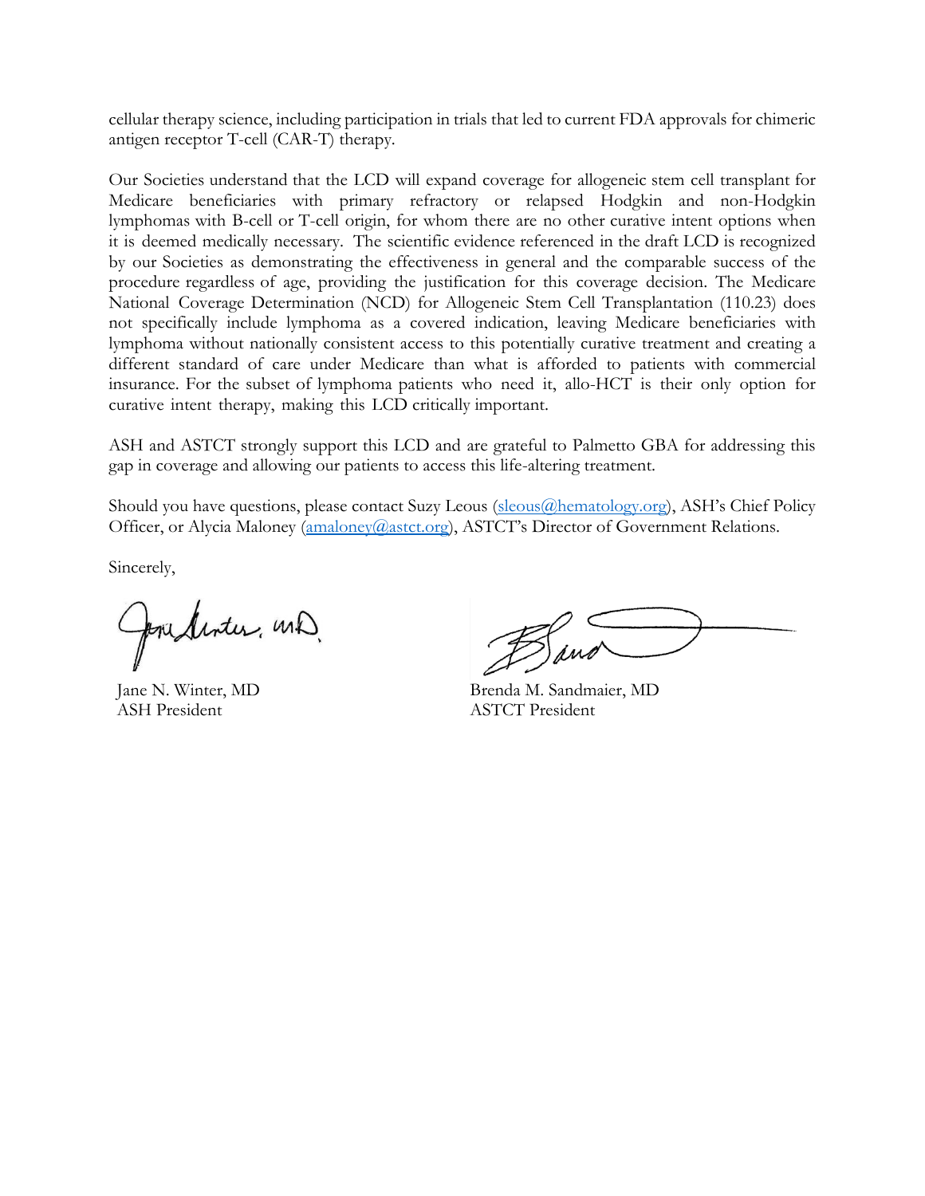cellular therapy science, including participation in trials that led to current FDA approvals for chimeric antigen receptor T-cell (CAR-T) therapy.

Our Societies understand that the LCD will expand coverage for allogeneic stem cell transplant for Medicare beneficiaries with primary refractory or relapsed Hodgkin and non-Hodgkin lymphomas with B-cell or T-cell origin, for whom there are no other curative intent options when it is deemed medically necessary. The scientific evidence referenced in the draft LCD is recognized by our Societies as demonstrating the effectiveness in general and the comparable success of the procedure regardless of age, providing the justification for this coverage decision. The Medicare National Coverage Determination (NCD) for Allogeneic Stem Cell Transplantation (110.23) does not specifically include lymphoma as a covered indication, leaving Medicare beneficiaries with lymphoma without nationally consistent access to this potentially curative treatment and creating a different standard of care under Medicare than what is afforded to patients with commercial insurance. For the subset of lymphoma patients who need it, allo-HCT is their only option for curative intent therapy, making this LCD critically important.

ASH and ASTCT strongly support this LCD and are grateful to Palmetto GBA for addressing this gap in coverage and allowing our patients to access this life-altering treatment.

Should you have questions, please contact Suzy Leous (sleous@hematology.org), ASH's Chief Policy Officer, or Alycia Maloney (amaloney@astct.org), ASTCT's Director of Government Relations.

Sincerely,

Jane N. Winter, MD
ASH President

Brenda M. Sandmaier, MD
ASTCT President